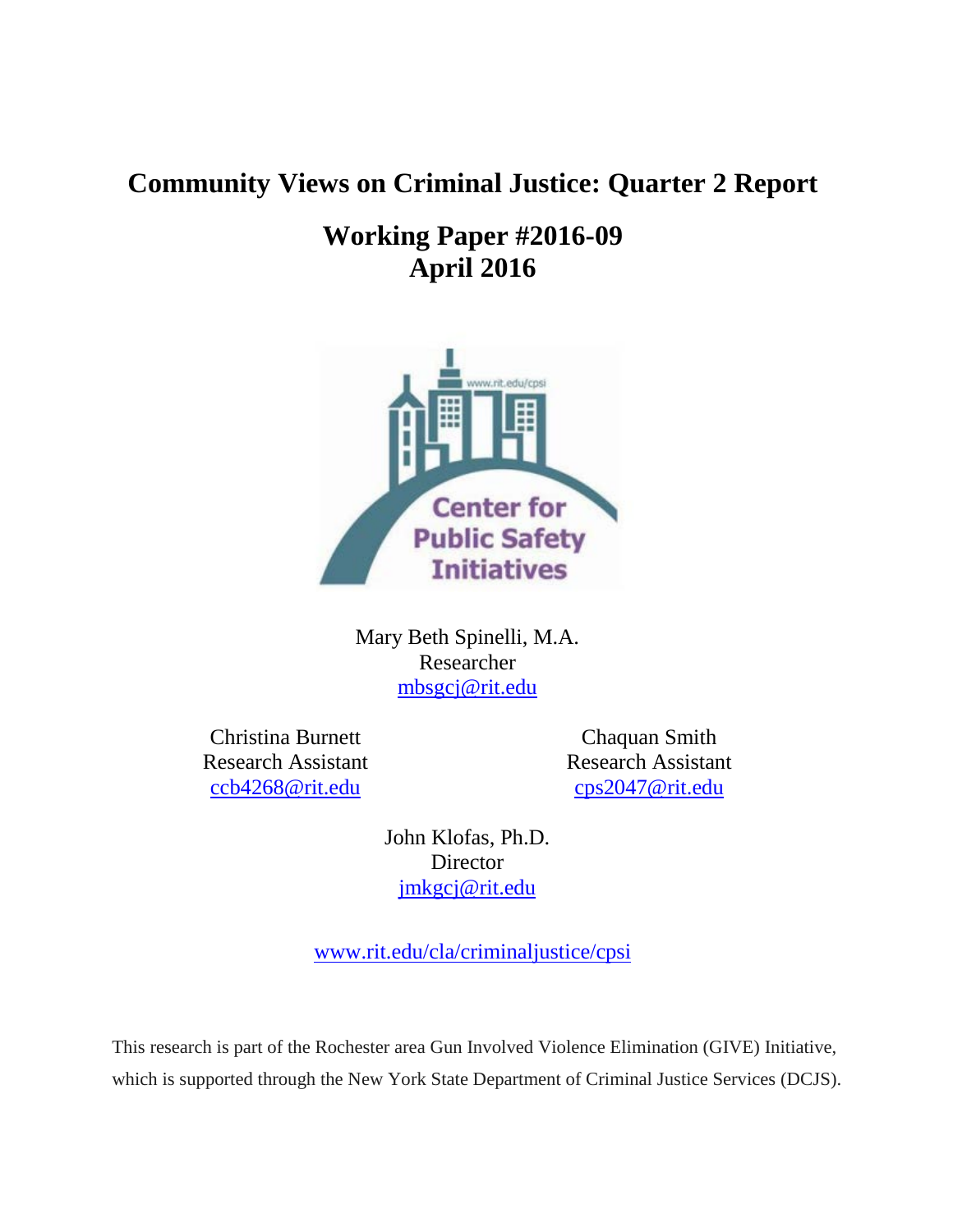# Community Views on Criminal Justice: Quarter 2 Report

## Working Paper #2016-09
## April 2016

Mary Beth Spinelli, M.A.
Researcher
mbsgcj@rit.edu

Christina Burnett
Research Assistant
ccb4268@rit.edu

Chaquan Smith
Research Assistant
cps2047@rit.edu

John Klofas, Ph.D.
Director
jmkgcj@rit.edu

www.rit.edu/cla/criminaljustice/cpsi

This research is part of the Rochester area Gun Involved Violence Elimination (GIVE) Initiative, which is supported through the New York State Department of Criminal Justice Services (DCJS).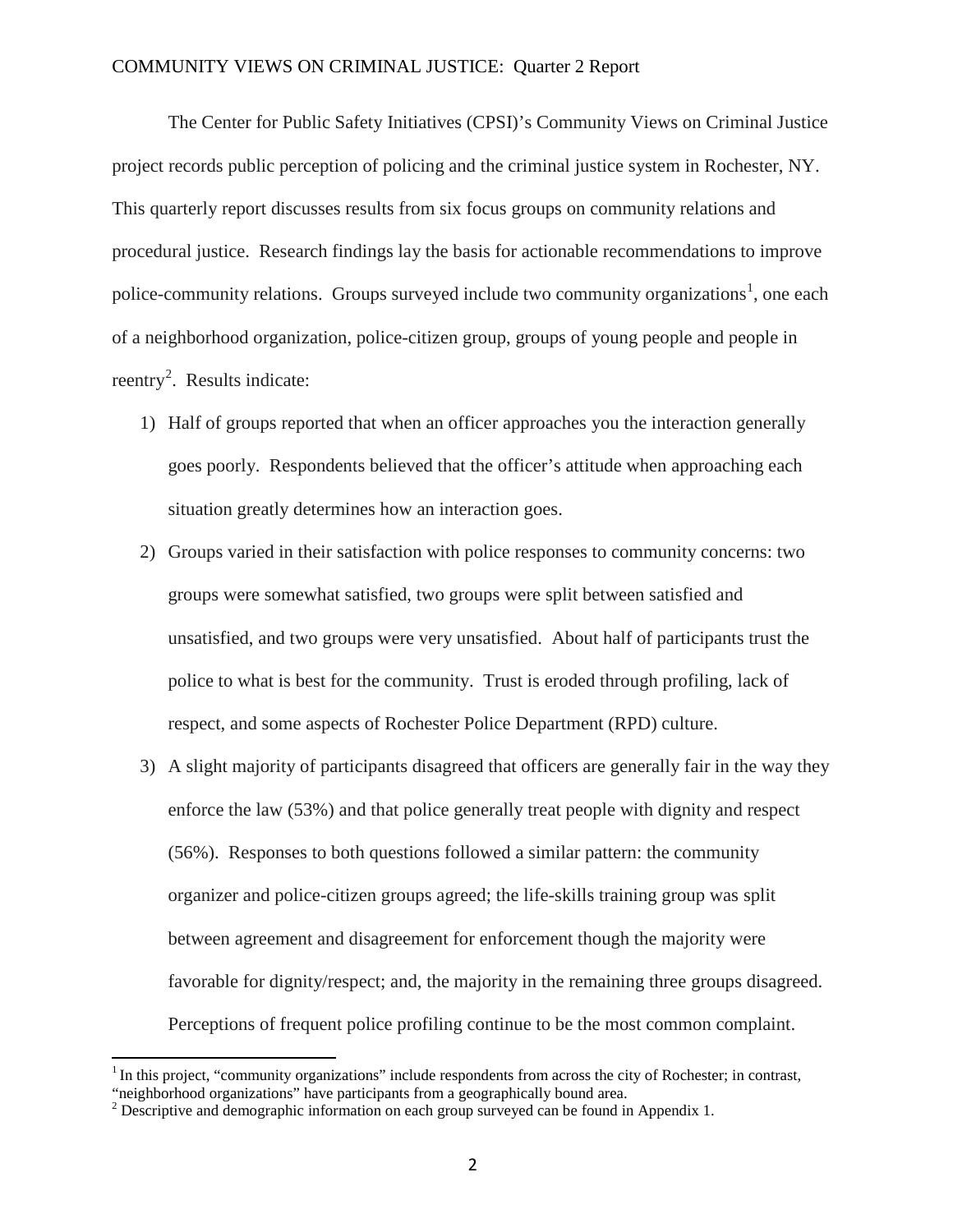The Center for Public Safety Initiatives (CPSI)'s Community Views on Criminal Justice project records public perception of policing and the criminal justice system in Rochester, NY. This quarterly report discusses results from six focus groups on community relations and procedural justice. Research findings lay the basis for actionable recommendations to improve police-community relations. Groups surveyed include two community organizations[1], one each of a neighborhood organization, police-citizen group, groups of young people and people in reentry[2]. Results indicate:

1) Half of groups reported that when an officer approaches you the interaction generally goes poorly. Respondents believed that the officer's attitude when approaching each situation greatly determines how an interaction goes.
2) Groups varied in their satisfaction with police responses to community concerns: two groups were somewhat satisfied, two groups were split between satisfied and unsatisfied, and two groups were very unsatisfied. About half of participants trust the police to what is best for the community. Trust is eroded through profiling, lack of respect, and some aspects of Rochester Police Department (RPD) culture.
3) A slight majority of participants disagreed that officers are generally fair in the way they enforce the law (53%) and that police generally treat people with dignity and respect (56%). Responses to both questions followed a similar pattern: the community organizer and police-citizen groups agreed; the life-skills training group was split between agreement and disagreement for enforcement though the majority were favorable for dignity/respect; and, the majority in the remaining three groups disagreed. Perceptions of frequent police profiling continue to be the most common complaint.

[1] In this project, "community organizations" include respondents from across the city of Rochester; in contrast, "neighborhood organizations" have participants from a geographically bound area.

[2] Descriptive and demographic information on each group surveyed can be found in Appendix 1.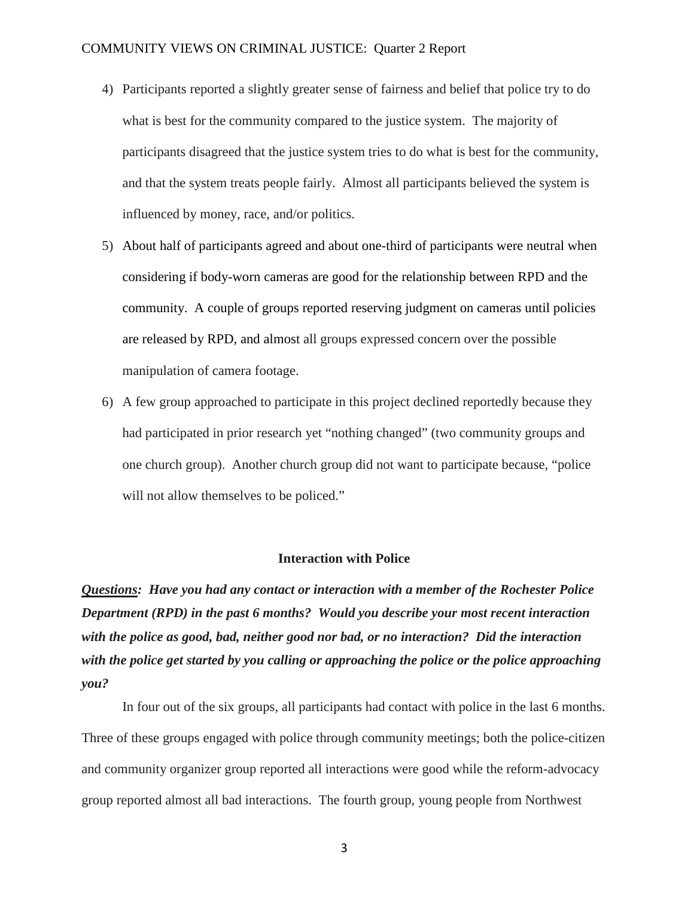4) Participants reported a slightly greater sense of fairness and belief that police try to do what is best for the community compared to the justice system. The majority of participants disagreed that the justice system tries to do what is best for the community, and that the system treats people fairly. Almost all participants believed the system is influenced by money, race, and/or politics.

5) About half of participants agreed and about one-third of participants were neutral when considering if body-worn cameras are good for the relationship between RPD and the community. A couple of groups reported reserving judgment on cameras until policies are released by RPD, and almost all groups expressed concern over the possible manipulation of camera footage.

6) A few group approached to participate in this project declined reportedly because they had participated in prior research yet "nothing changed" (two community groups and one church group). Another church group did not want to participate because, "police will not allow themselves to be policed."

### Interaction with Police

***<u>Questions</u>: Have you had any contact or interaction with a member of the Rochester Police Department (RPD) in the past 6 months? Would you describe your most recent interaction with the police as good, bad, neither good nor bad, or no interaction? Did the interaction with the police get started by you calling or approaching the police or the police approaching you?***

In four out of the six groups, all participants had contact with police in the last 6 months. Three of these groups engaged with police through community meetings; both the police-citizen and community organizer group reported all interactions were good while the reform-advocacy group reported almost all bad interactions. The fourth group, young people from Northwest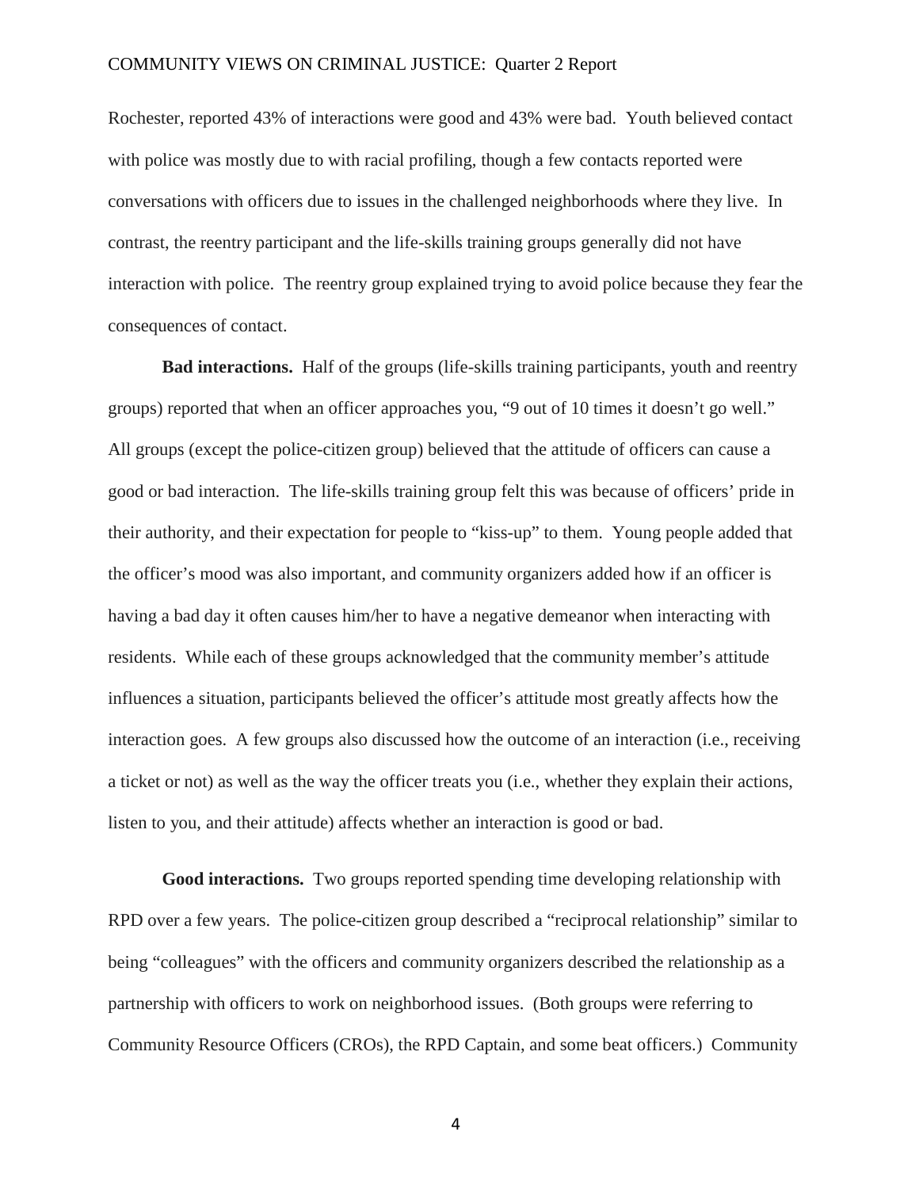Rochester, reported 43% of interactions were good and 43% were bad. Youth believed contact with police was mostly due to with racial profiling, though a few contacts reported were conversations with officers due to issues in the challenged neighborhoods where they live. In contrast, the reentry participant and the life-skills training groups generally did not have interaction with police. The reentry group explained trying to avoid police because they fear the consequences of contact.

**Bad interactions.** Half of the groups (life-skills training participants, youth and reentry groups) reported that when an officer approaches you, "9 out of 10 times it doesn't go well." All groups (except the police-citizen group) believed that the attitude of officers can cause a good or bad interaction. The life-skills training group felt this was because of officers' pride in their authority, and their expectation for people to "kiss-up" to them. Young people added that the officer's mood was also important, and community organizers added how if an officer is having a bad day it often causes him/her to have a negative demeanor when interacting with residents. While each of these groups acknowledged that the community member's attitude influences a situation, participants believed the officer's attitude most greatly affects how the interaction goes. A few groups also discussed how the outcome of an interaction (i.e., receiving a ticket or not) as well as the way the officer treats you (i.e., whether they explain their actions, listen to you, and their attitude) affects whether an interaction is good or bad.

**Good interactions.** Two groups reported spending time developing relationship with RPD over a few years. The police-citizen group described a "reciprocal relationship" similar to being "colleagues" with the officers and community organizers described the relationship as a partnership with officers to work on neighborhood issues. (Both groups were referring to Community Resource Officers (CROs), the RPD Captain, and some beat officers.) Community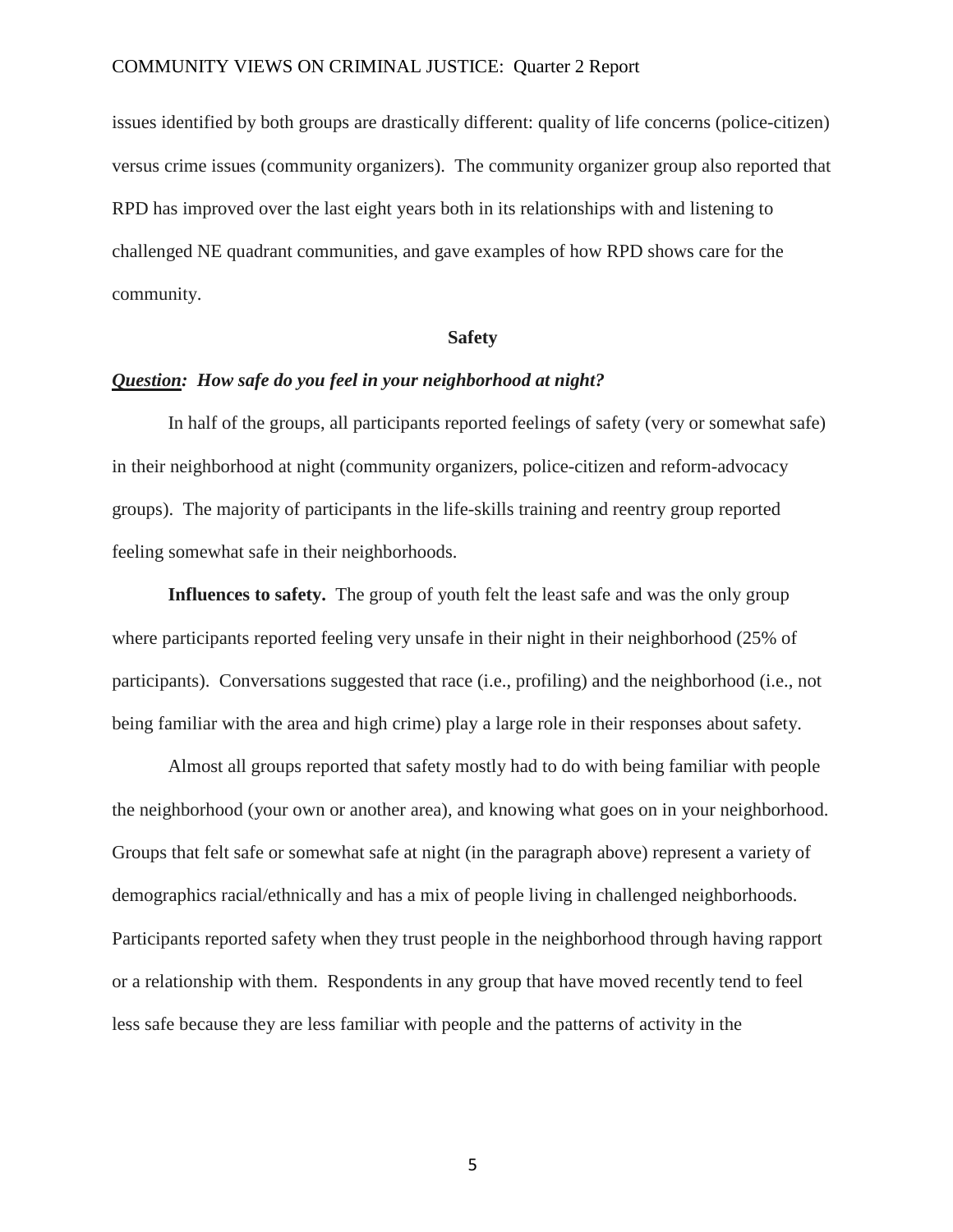issues identified by both groups are drastically different: quality of life concerns (police-citizen) versus crime issues (community organizers). The community organizer group also reported that RPD has improved over the last eight years both in its relationships with and listening to challenged NE quadrant communities, and gave examples of how RPD shows care for the community.

## Safety

***<u>Question</u>: How safe do you feel in your neighborhood at night?***

In half of the groups, all participants reported feelings of safety (very or somewhat safe) in their neighborhood at night (community organizers, police-citizen and reform-advocacy groups). The majority of participants in the life-skills training and reentry group reported feeling somewhat safe in their neighborhoods.

**Influences to safety.** The group of youth felt the least safe and was the only group where participants reported feeling very unsafe in their night in their neighborhood (25% of participants). Conversations suggested that race (i.e., profiling) and the neighborhood (i.e., not being familiar with the area and high crime) play a large role in their responses about safety.

Almost all groups reported that safety mostly had to do with being familiar with people the neighborhood (your own or another area), and knowing what goes on in your neighborhood. Groups that felt safe or somewhat safe at night (in the paragraph above) represent a variety of demographics racial/ethnically and has a mix of people living in challenged neighborhoods. Participants reported safety when they trust people in the neighborhood through having rapport or a relationship with them. Respondents in any group that have moved recently tend to feel less safe because they are less familiar with people and the patterns of activity in the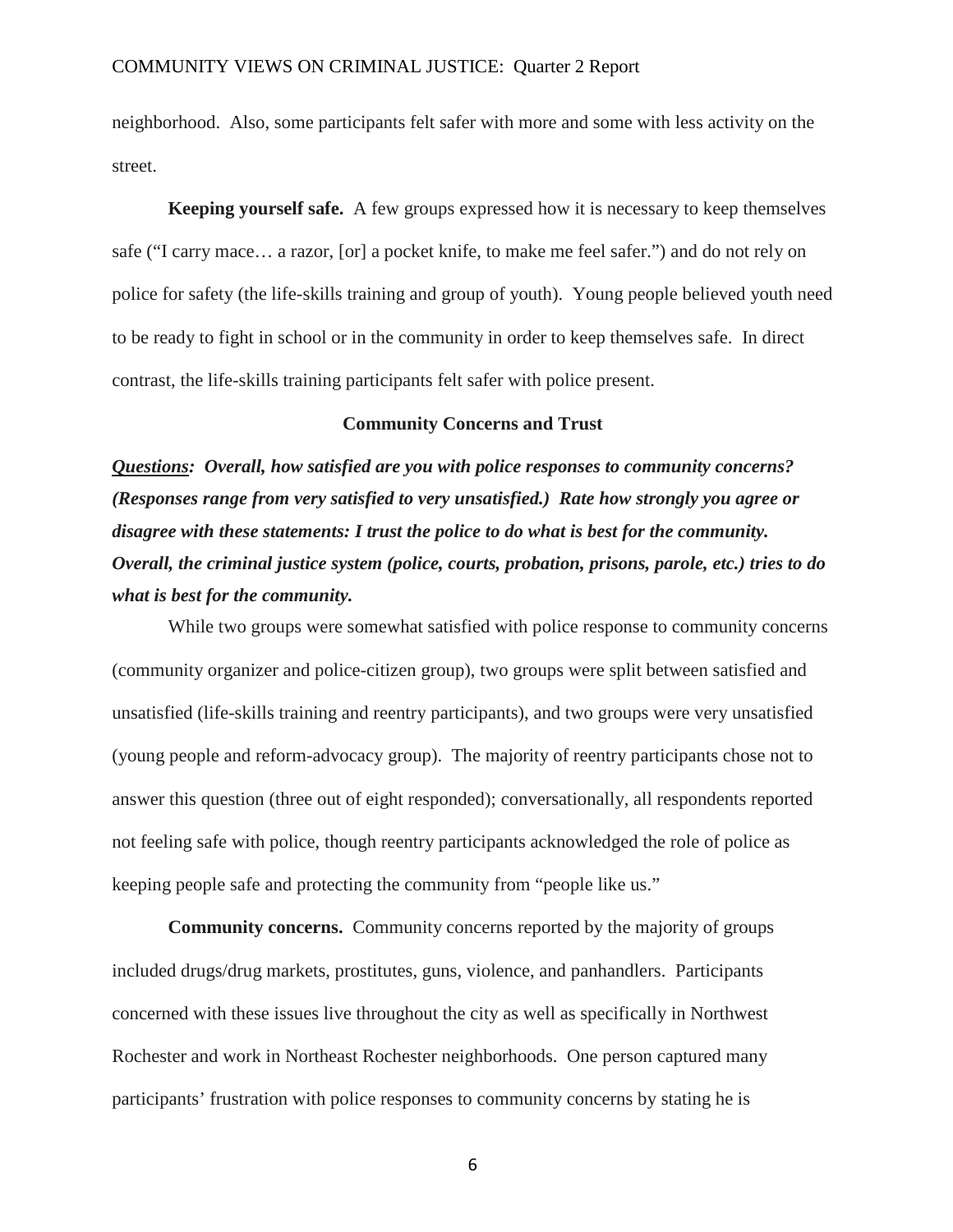neighborhood. Also, some participants felt safer with more and some with less activity on the street.

**Keeping yourself safe.** A few groups expressed how it is necessary to keep themselves safe ("I carry mace… a razor, [or] a pocket knife, to make me feel safer.") and do not rely on police for safety (the life-skills training and group of youth). Young people believed youth need to be ready to fight in school or in the community in order to keep themselves safe. In direct contrast, the life-skills training participants felt safer with police present.

## Community Concerns and Trust

***Questions:*** ***Overall, how satisfied are you with police responses to community concerns? (Responses range from very satisfied to very unsatisfied.) Rate how strongly you agree or disagree with these statements: I trust the police to do what is best for the community. Overall, the criminal justice system (police, courts, probation, prisons, parole, etc.) tries to do what is best for the community.***

While two groups were somewhat satisfied with police response to community concerns (community organizer and police-citizen group), two groups were split between satisfied and unsatisfied (life-skills training and reentry participants), and two groups were very unsatisfied (young people and reform-advocacy group). The majority of reentry participants chose not to answer this question (three out of eight responded); conversationally, all respondents reported not feeling safe with police, though reentry participants acknowledged the role of police as keeping people safe and protecting the community from "people like us."

**Community concerns.** Community concerns reported by the majority of groups included drugs/drug markets, prostitutes, guns, violence, and panhandlers. Participants concerned with these issues live throughout the city as well as specifically in Northwest Rochester and work in Northeast Rochester neighborhoods. One person captured many participants' frustration with police responses to community concerns by stating he is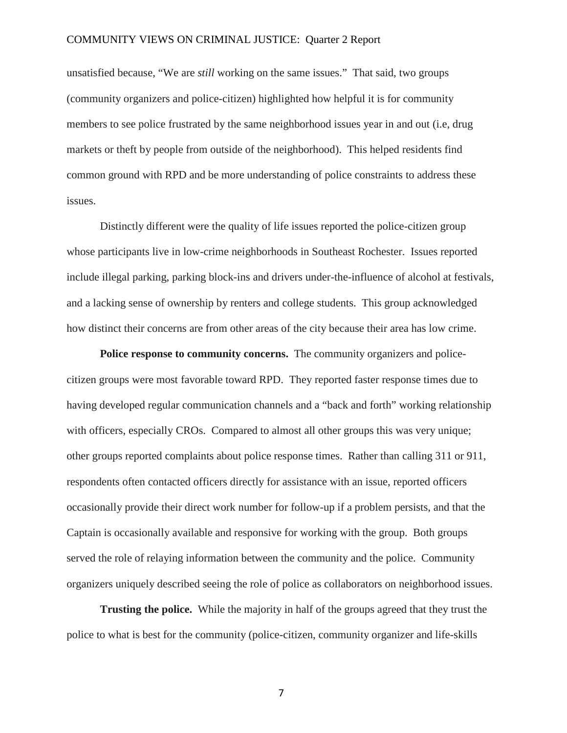unsatisfied because, "We are *still* working on the same issues." That said, two groups (community organizers and police-citizen) highlighted how helpful it is for community members to see police frustrated by the same neighborhood issues year in and out (i.e, drug markets or theft by people from outside of the neighborhood). This helped residents find common ground with RPD and be more understanding of police constraints to address these issues.

Distinctly different were the quality of life issues reported the police-citizen group whose participants live in low-crime neighborhoods in Southeast Rochester. Issues reported include illegal parking, parking block-ins and drivers under-the-influence of alcohol at festivals, and a lacking sense of ownership by renters and college students. This group acknowledged how distinct their concerns are from other areas of the city because their area has low crime.

**Police response to community concerns.** The community organizers and police-citizen groups were most favorable toward RPD. They reported faster response times due to having developed regular communication channels and a "back and forth" working relationship with officers, especially CROs. Compared to almost all other groups this was very unique; other groups reported complaints about police response times. Rather than calling 311 or 911, respondents often contacted officers directly for assistance with an issue, reported officers occasionally provide their direct work number for follow-up if a problem persists, and that the Captain is occasionally available and responsive for working with the group. Both groups served the role of relaying information between the community and the police. Community organizers uniquely described seeing the role of police as collaborators on neighborhood issues.

**Trusting the police.** While the majority in half of the groups agreed that they trust the police to what is best for the community (police-citizen, community organizer and life-skills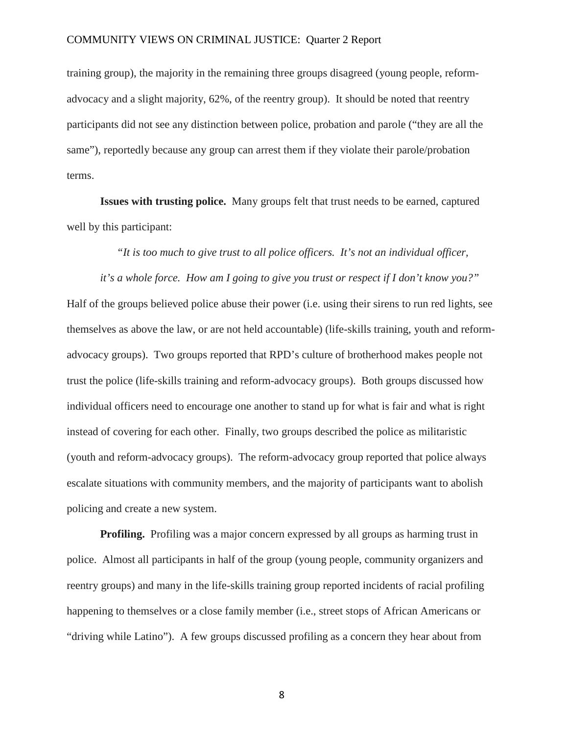training group), the majority in the remaining three groups disagreed (young people, reform-advocacy and a slight majority, 62%, of the reentry group). It should be noted that reentry participants did not see any distinction between police, probation and parole ("they are all the same"), reportedly because any group can arrest them if they violate their parole/probation terms.

**Issues with trusting police.** Many groups felt that trust needs to be earned, captured well by this participant:

> *"It is too much to give trust to all police officers. It's not an individual officer, it's a whole force. How am I going to give you trust or respect if I don't know you?"*

Half of the groups believed police abuse their power (i.e. using their sirens to run red lights, see themselves as above the law, or are not held accountable) (life-skills training, youth and reform-advocacy groups). Two groups reported that RPD's culture of brotherhood makes people not trust the police (life-skills training and reform-advocacy groups). Both groups discussed how individual officers need to encourage one another to stand up for what is fair and what is right instead of covering for each other. Finally, two groups described the police as militaristic (youth and reform-advocacy groups). The reform-advocacy group reported that police always escalate situations with community members, and the majority of participants want to abolish policing and create a new system.

**Profiling.** Profiling was a major concern expressed by all groups as harming trust in police. Almost all participants in half of the group (young people, community organizers and reentry groups) and many in the life-skills training group reported incidents of racial profiling happening to themselves or a close family member (i.e., street stops of African Americans or "driving while Latino"). A few groups discussed profiling as a concern they hear about from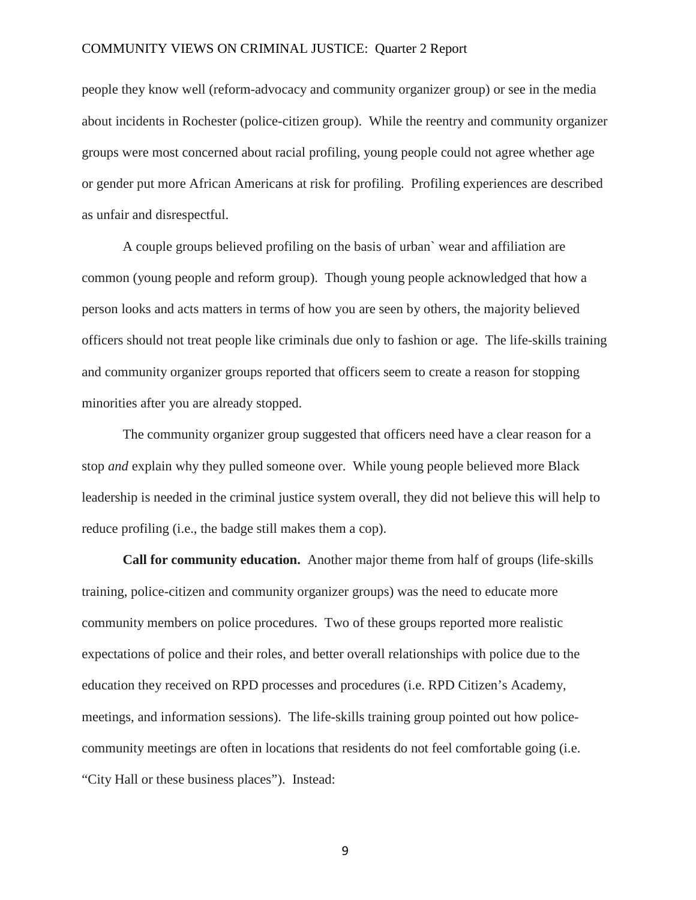people they know well (reform-advocacy and community organizer group) or see in the media about incidents in Rochester (police-citizen group). While the reentry and community organizer groups were most concerned about racial profiling, young people could not agree whether age or gender put more African Americans at risk for profiling. Profiling experiences are described as unfair and disrespectful.

A couple groups believed profiling on the basis of urban` wear and affiliation are common (young people and reform group). Though young people acknowledged that how a person looks and acts matters in terms of how you are seen by others, the majority believed officers should not treat people like criminals due only to fashion or age. The life-skills training and community organizer groups reported that officers seem to create a reason for stopping minorities after you are already stopped.

The community organizer group suggested that officers need have a clear reason for a stop *and* explain why they pulled someone over. While young people believed more Black leadership is needed in the criminal justice system overall, they did not believe this will help to reduce profiling (i.e., the badge still makes them a cop).

**Call for community education.** Another major theme from half of groups (life-skills training, police-citizen and community organizer groups) was the need to educate more community members on police procedures. Two of these groups reported more realistic expectations of police and their roles, and better overall relationships with police due to the education they received on RPD processes and procedures (i.e. RPD Citizen's Academy, meetings, and information sessions). The life-skills training group pointed out how police-community meetings are often in locations that residents do not feel comfortable going (i.e. "City Hall or these business places"). Instead: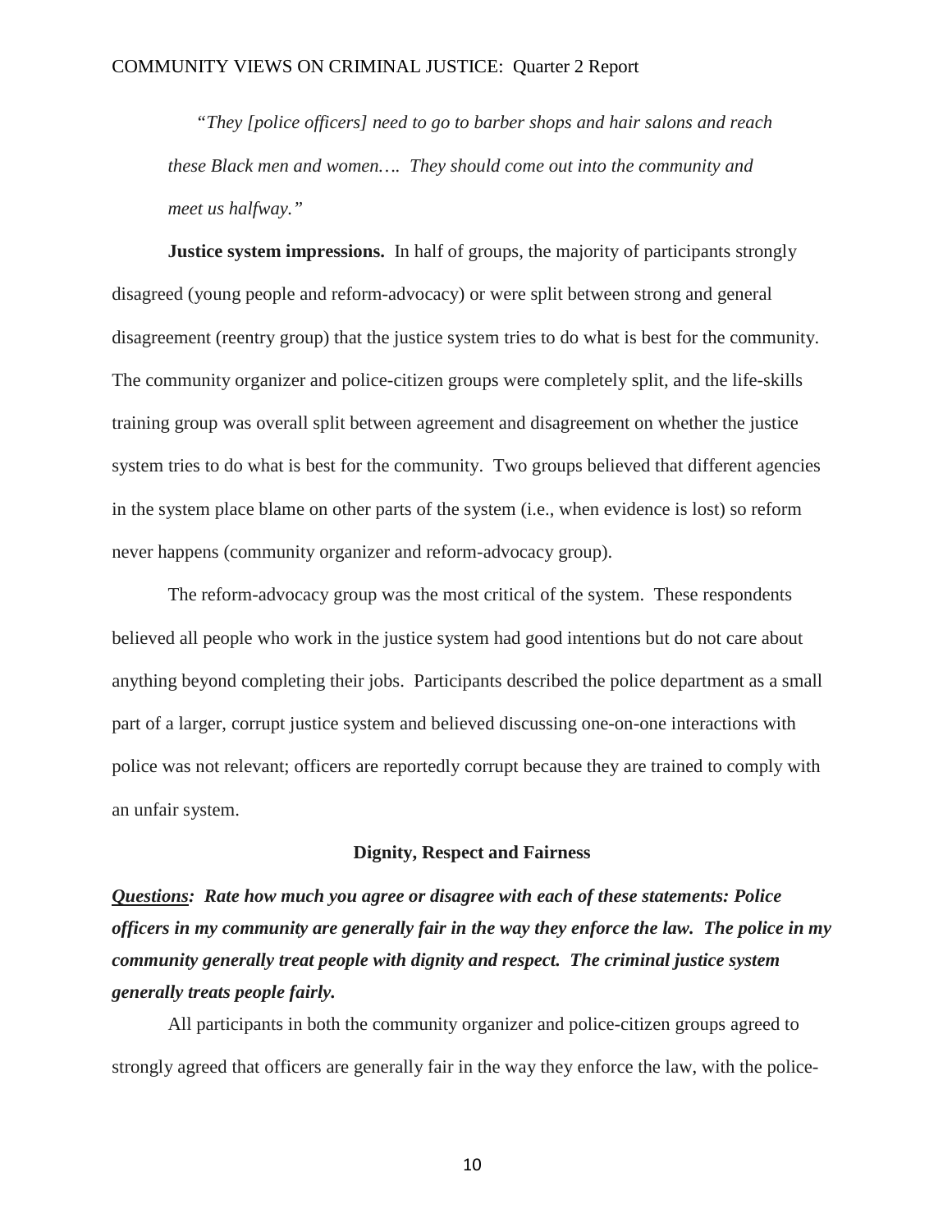*"They [police officers] need to go to barber shops and hair salons and reach these Black men and women…. They should come out into the community and meet us halfway."*

**Justice system impressions.** In half of groups, the majority of participants strongly disagreed (young people and reform-advocacy) or were split between strong and general disagreement (reentry group) that the justice system tries to do what is best for the community. The community organizer and police-citizen groups were completely split, and the life-skills training group was overall split between agreement and disagreement on whether the justice system tries to do what is best for the community. Two groups believed that different agencies in the system place blame on other parts of the system (i.e., when evidence is lost) so reform never happens (community organizer and reform-advocacy group).

The reform-advocacy group was the most critical of the system. These respondents believed all people who work in the justice system had good intentions but do not care about anything beyond completing their jobs. Participants described the police department as a small part of a larger, corrupt justice system and believed discussing one-on-one interactions with police was not relevant; officers are reportedly corrupt because they are trained to comply with an unfair system.

### Dignity, Respect and Fairness

***<u>Questions</u>: Rate how much you agree or disagree with each of these statements: Police officers in my community are generally fair in the way they enforce the law. The police in my community generally treat people with dignity and respect. The criminal justice system generally treats people fairly.***

All participants in both the community organizer and police-citizen groups agreed to strongly agreed that officers are generally fair in the way they enforce the law, with the police-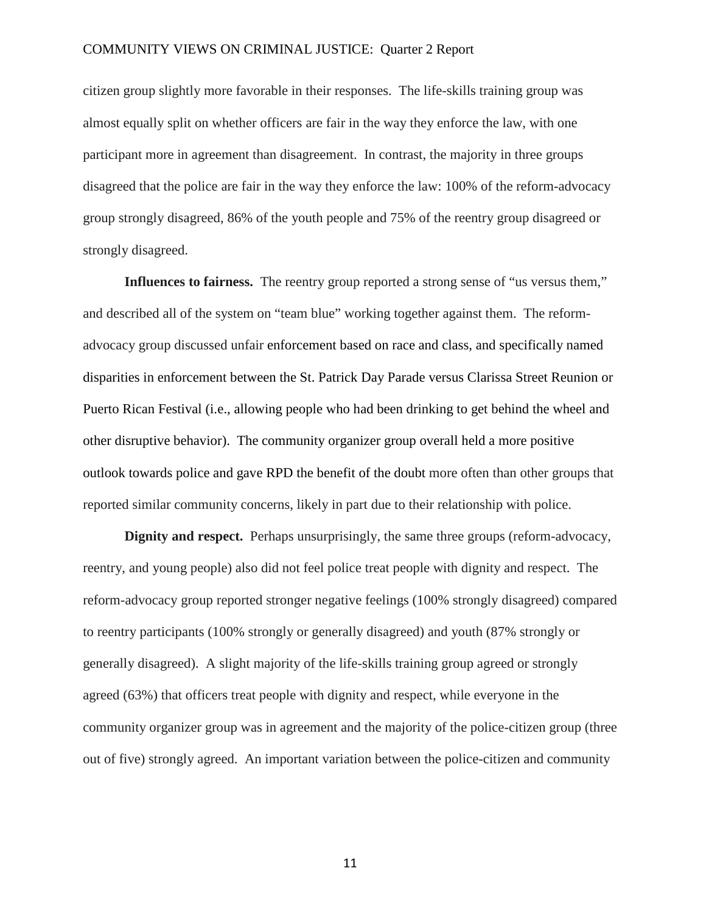citizen group slightly more favorable in their responses. The life-skills training group was almost equally split on whether officers are fair in the way they enforce the law, with one participant more in agreement than disagreement. In contrast, the majority in three groups disagreed that the police are fair in the way they enforce the law: 100% of the reform-advocacy group strongly disagreed, 86% of the youth people and 75% of the reentry group disagreed or strongly disagreed.

**Influences to fairness.** The reentry group reported a strong sense of "us versus them," and described all of the system on "team blue" working together against them. The reform-advocacy group discussed unfair enforcement based on race and class, and specifically named disparities in enforcement between the St. Patrick Day Parade versus Clarissa Street Reunion or Puerto Rican Festival (i.e., allowing people who had been drinking to get behind the wheel and other disruptive behavior). The community organizer group overall held a more positive outlook towards police and gave RPD the benefit of the doubt more often than other groups that reported similar community concerns, likely in part due to their relationship with police.

**Dignity and respect.** Perhaps unsurprisingly, the same three groups (reform-advocacy, reentry, and young people) also did not feel police treat people with dignity and respect. The reform-advocacy group reported stronger negative feelings (100% strongly disagreed) compared to reentry participants (100% strongly or generally disagreed) and youth (87% strongly or generally disagreed). A slight majority of the life-skills training group agreed or strongly agreed (63%) that officers treat people with dignity and respect, while everyone in the community organizer group was in agreement and the majority of the police-citizen group (three out of five) strongly agreed. An important variation between the police-citizen and community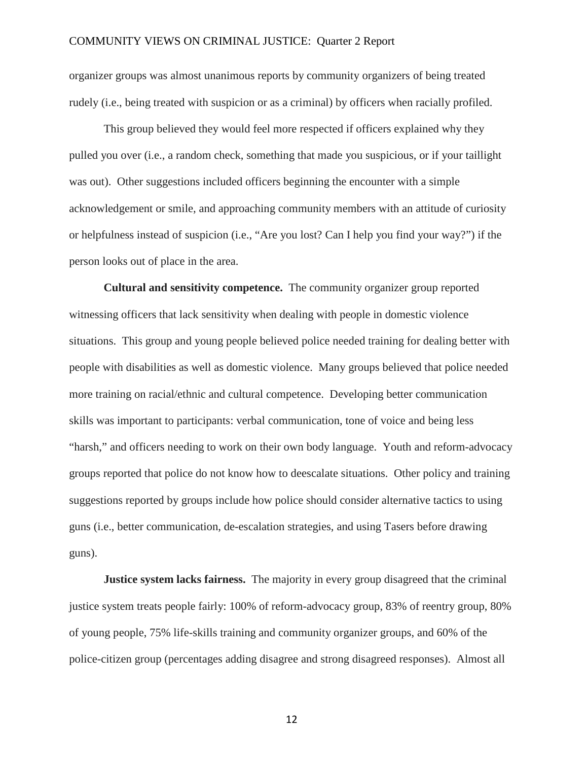organizer groups was almost unanimous reports by community organizers of being treated rudely (i.e., being treated with suspicion or as a criminal) by officers when racially profiled.

This group believed they would feel more respected if officers explained why they pulled you over (i.e., a random check, something that made you suspicious, or if your taillight was out). Other suggestions included officers beginning the encounter with a simple acknowledgement or smile, and approaching community members with an attitude of curiosity or helpfulness instead of suspicion (i.e., "Are you lost? Can I help you find your way?") if the person looks out of place in the area.

**Cultural and sensitivity competence.** The community organizer group reported witnessing officers that lack sensitivity when dealing with people in domestic violence situations. This group and young people believed police needed training for dealing better with people with disabilities as well as domestic violence. Many groups believed that police needed more training on racial/ethnic and cultural competence. Developing better communication skills was important to participants: verbal communication, tone of voice and being less "harsh," and officers needing to work on their own body language. Youth and reform-advocacy groups reported that police do not know how to deescalate situations. Other policy and training suggestions reported by groups include how police should consider alternative tactics to using guns (i.e., better communication, de-escalation strategies, and using Tasers before drawing guns).

**Justice system lacks fairness.** The majority in every group disagreed that the criminal justice system treats people fairly: 100% of reform-advocacy group, 83% of reentry group, 80% of young people, 75% life-skills training and community organizer groups, and 60% of the police-citizen group (percentages adding disagree and strong disagreed responses). Almost all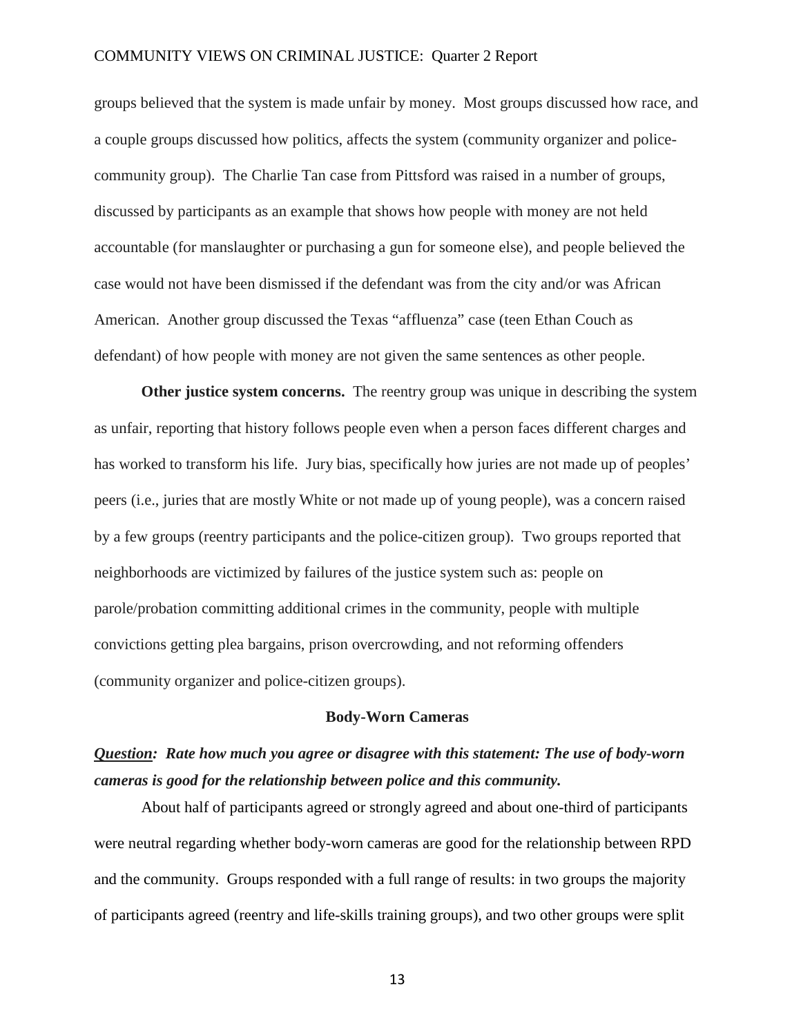groups believed that the system is made unfair by money. Most groups discussed how race, and a couple groups discussed how politics, affects the system (community organizer and police-community group). The Charlie Tan case from Pittsford was raised in a number of groups, discussed by participants as an example that shows how people with money are not held accountable (for manslaughter or purchasing a gun for someone else), and people believed the case would not have been dismissed if the defendant was from the city and/or was African American. Another group discussed the Texas "affluenza" case (teen Ethan Couch as defendant) of how people with money are not given the same sentences as other people.

**Other justice system concerns.** The reentry group was unique in describing the system as unfair, reporting that history follows people even when a person faces different charges and has worked to transform his life. Jury bias, specifically how juries are not made up of peoples' peers (i.e., juries that are mostly White or not made up of young people), was a concern raised by a few groups (reentry participants and the police-citizen group). Two groups reported that neighborhoods are victimized by failures of the justice system such as: people on parole/probation committing additional crimes in the community, people with multiple convictions getting plea bargains, prison overcrowding, and not reforming offenders (community organizer and police-citizen groups).

## Body-Worn Cameras

***<u>Question</u>: Rate how much you agree or disagree with this statement: The use of body-worn cameras is good for the relationship between police and this community.***

About half of participants agreed or strongly agreed and about one-third of participants were neutral regarding whether body-worn cameras are good for the relationship between RPD and the community. Groups responded with a full range of results: in two groups the majority of participants agreed (reentry and life-skills training groups), and two other groups were split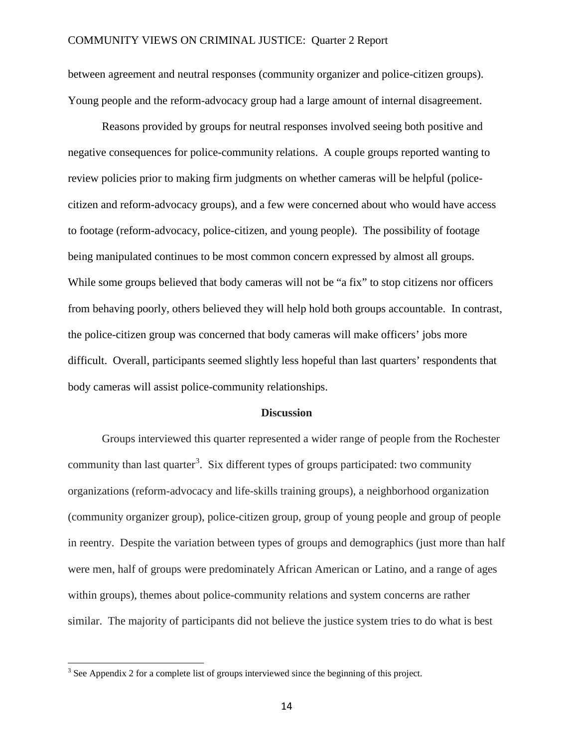between agreement and neutral responses (community organizer and police-citizen groups). Young people and the reform-advocacy group had a large amount of internal disagreement.

Reasons provided by groups for neutral responses involved seeing both positive and negative consequences for police-community relations. A couple groups reported wanting to review policies prior to making firm judgments on whether cameras will be helpful (police-citizen and reform-advocacy groups), and a few were concerned about who would have access to footage (reform-advocacy, police-citizen, and young people). The possibility of footage being manipulated continues to be most common concern expressed by almost all groups. While some groups believed that body cameras will not be "a fix" to stop citizens nor officers from behaving poorly, others believed they will help hold both groups accountable. In contrast, the police-citizen group was concerned that body cameras will make officers' jobs more difficult. Overall, participants seemed slightly less hopeful than last quarters' respondents that body cameras will assist police-community relationships.

## Discussion

Groups interviewed this quarter represented a wider range of people from the Rochester community than last quarter[3]. Six different types of groups participated: two community organizations (reform-advocacy and life-skills training groups), a neighborhood organization (community organizer group), police-citizen group, group of young people and group of people in reentry. Despite the variation between types of groups and demographics (just more than half were men, half of groups were predominately African American or Latino, and a range of ages within groups), themes about police-community relations and system concerns are rather similar. The majority of participants did not believe the justice system tries to do what is best

[3] See Appendix 2 for a complete list of groups interviewed since the beginning of this project.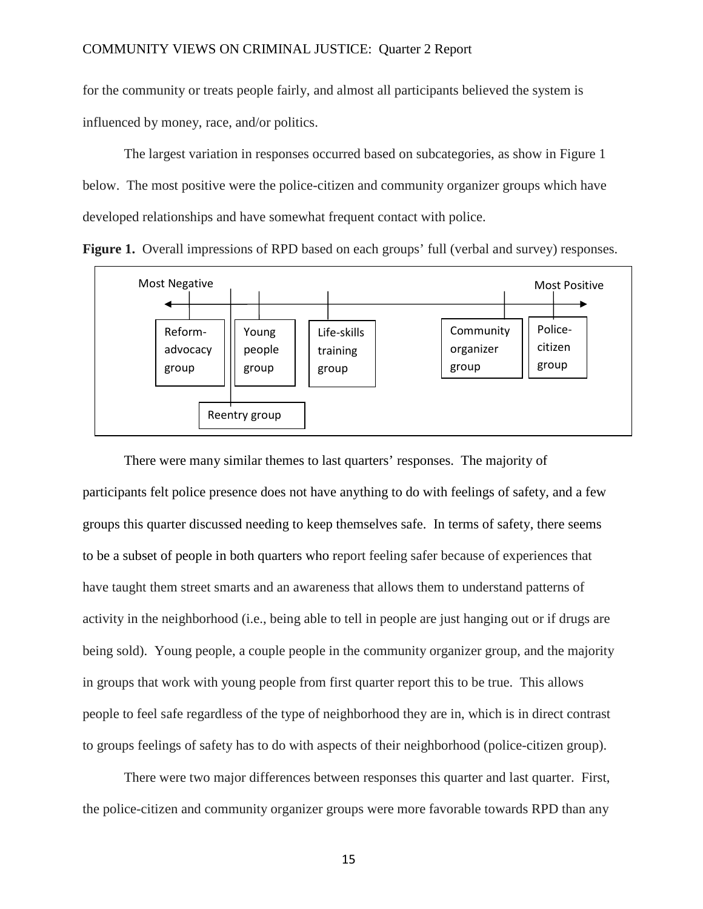for the community or treats people fairly, and almost all participants believed the system is influenced by money, race, and/or politics.

The largest variation in responses occurred based on subcategories, as show in Figure 1 below. The most positive were the police-citizen and community organizer groups which have developed relationships and have somewhat frequent contact with police.

**Figure 1.** Overall impressions of RPD based on each groups' full (verbal and survey) responses.

Most Negative ← → Most Positive

Reform-advocacy group | Reentry group | Young people group | Life-skills training group | Community organizer group | Police-citizen group

There were many similar themes to last quarters' responses. The majority of participants felt police presence does not have anything to do with feelings of safety, and a few groups this quarter discussed needing to keep themselves safe. In terms of safety, there seems to be a subset of people in both quarters who report feeling safer because of experiences that have taught them street smarts and an awareness that allows them to understand patterns of activity in the neighborhood (i.e., being able to tell in people are just hanging out or if drugs are being sold). Young people, a couple people in the community organizer group, and the majority in groups that work with young people from first quarter report this to be true. This allows people to feel safe regardless of the type of neighborhood they are in, which is in direct contrast to groups feelings of safety has to do with aspects of their neighborhood (police-citizen group).

There were two major differences between responses this quarter and last quarter. First, the police-citizen and community organizer groups were more favorable towards RPD than any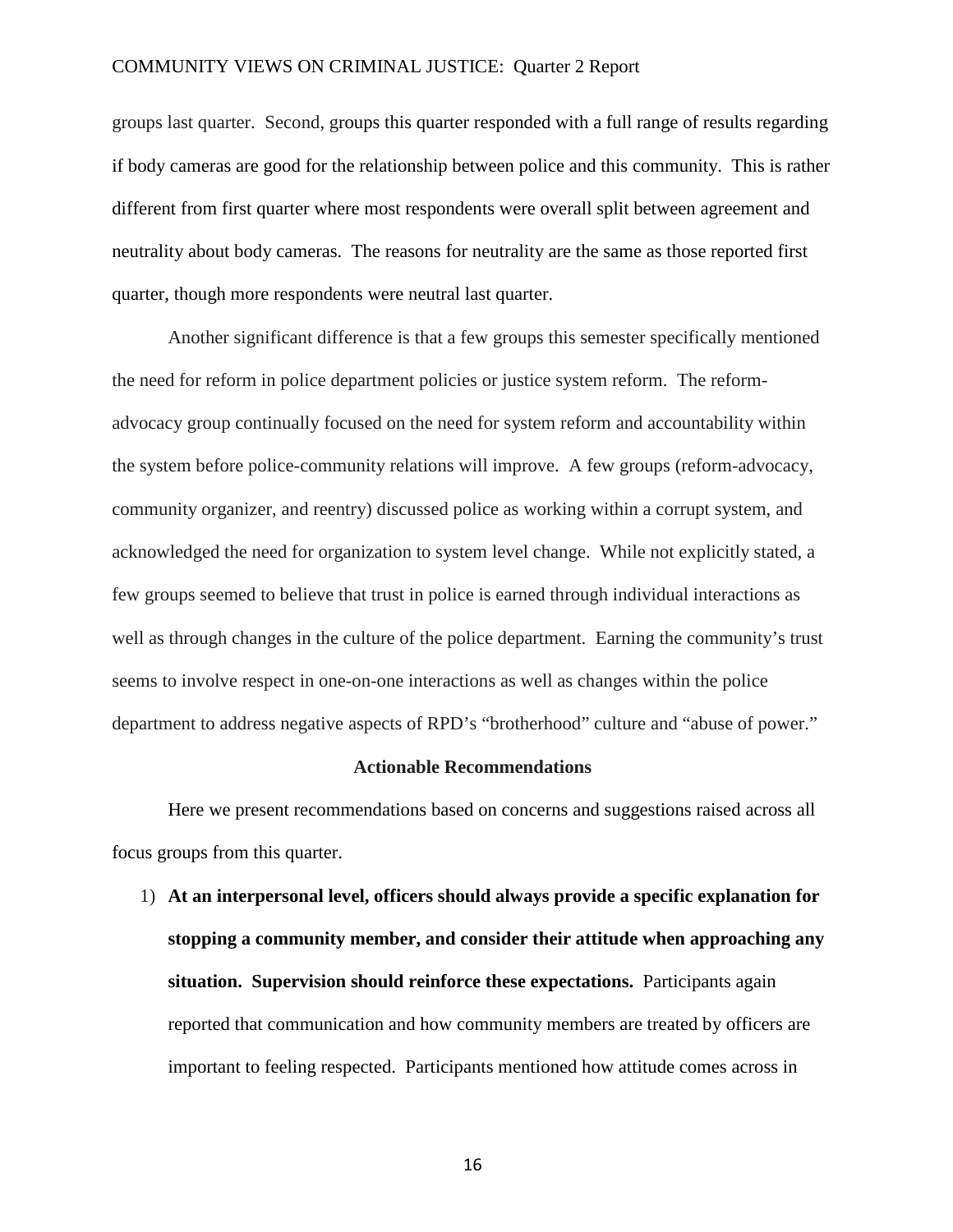groups last quarter. Second, groups this quarter responded with a full range of results regarding if body cameras are good for the relationship between police and this community. This is rather different from first quarter where most respondents were overall split between agreement and neutrality about body cameras. The reasons for neutrality are the same as those reported first quarter, though more respondents were neutral last quarter.

Another significant difference is that a few groups this semester specifically mentioned the need for reform in police department policies or justice system reform. The reform-advocacy group continually focused on the need for system reform and accountability within the system before police-community relations will improve. A few groups (reform-advocacy, community organizer, and reentry) discussed police as working within a corrupt system, and acknowledged the need for organization to system level change. While not explicitly stated, a few groups seemed to believe that trust in police is earned through individual interactions as well as through changes in the culture of the police department. Earning the community's trust seems to involve respect in one-on-one interactions as well as changes within the police department to address negative aspects of RPD's "brotherhood" culture and "abuse of power."

## Actionable Recommendations

Here we present recommendations based on concerns and suggestions raised across all focus groups from this quarter.

1) **At an interpersonal level, officers should always provide a specific explanation for stopping a community member, and consider their attitude when approaching any situation. Supervision should reinforce these expectations.** Participants again reported that communication and how community members are treated by officers are important to feeling respected. Participants mentioned how attitude comes across in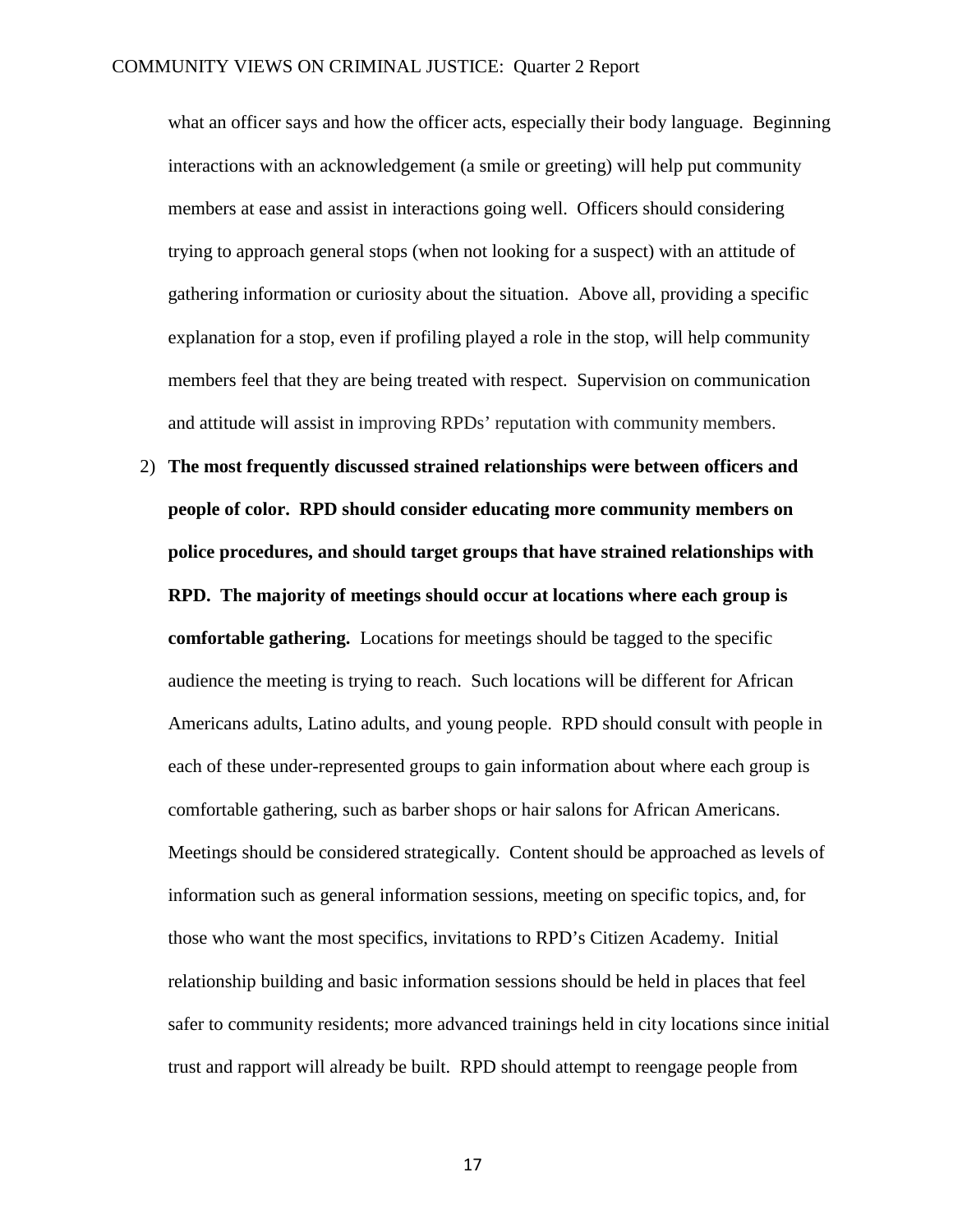what an officer says and how the officer acts, especially their body language. Beginning interactions with an acknowledgement (a smile or greeting) will help put community members at ease and assist in interactions going well. Officers should considering trying to approach general stops (when not looking for a suspect) with an attitude of gathering information or curiosity about the situation. Above all, providing a specific explanation for a stop, even if profiling played a role in the stop, will help community members feel that they are being treated with respect. Supervision on communication and attitude will assist in improving RPDs' reputation with community members.

2) **The most frequently discussed strained relationships were between officers and people of color. RPD should consider educating more community members on police procedures, and should target groups that have strained relationships with RPD. The majority of meetings should occur at locations where each group is comfortable gathering.** Locations for meetings should be tagged to the specific audience the meeting is trying to reach. Such locations will be different for African Americans adults, Latino adults, and young people. RPD should consult with people in each of these under-represented groups to gain information about where each group is comfortable gathering, such as barber shops or hair salons for African Americans. Meetings should be considered strategically. Content should be approached as levels of information such as general information sessions, meeting on specific topics, and, for those who want the most specifics, invitations to RPD's Citizen Academy. Initial relationship building and basic information sessions should be held in places that feel safer to community residents; more advanced trainings held in city locations since initial trust and rapport will already be built. RPD should attempt to reengage people from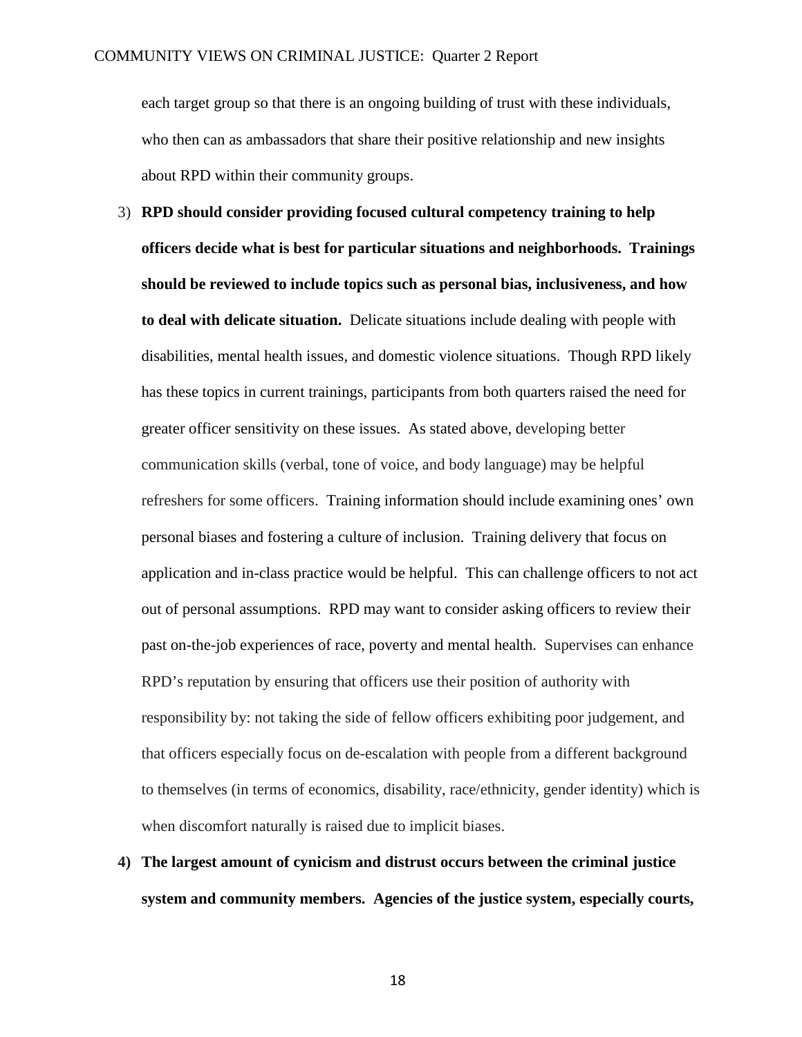each target group so that there is an ongoing building of trust with these individuals, who then can as ambassadors that share their positive relationship and new insights about RPD within their community groups.

3) **RPD should consider providing focused cultural competency training to help officers decide what is best for particular situations and neighborhoods. Trainings should be reviewed to include topics such as personal bias, inclusiveness, and how to deal with delicate situation.** Delicate situations include dealing with people with disabilities, mental health issues, and domestic violence situations. Though RPD likely has these topics in current trainings, participants from both quarters raised the need for greater officer sensitivity on these issues. As stated above, developing better communication skills (verbal, tone of voice, and body language) may be helpful refreshers for some officers. Training information should include examining ones' own personal biases and fostering a culture of inclusion. Training delivery that focus on application and in-class practice would be helpful. This can challenge officers to not act out of personal assumptions. RPD may want to consider asking officers to review their past on-the-job experiences of race, poverty and mental health. Supervises can enhance RPD's reputation by ensuring that officers use their position of authority with responsibility by: not taking the side of fellow officers exhibiting poor judgement, and that officers especially focus on de-escalation with people from a different background to themselves (in terms of economics, disability, race/ethnicity, gender identity) which is when discomfort naturally is raised due to implicit biases.

4) **The largest amount of cynicism and distrust occurs between the criminal justice system and community members. Agencies of the justice system, especially courts,**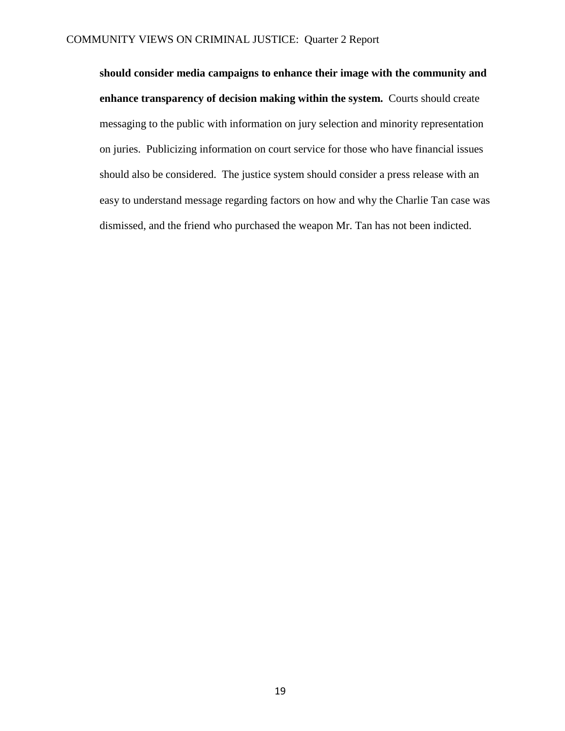**should consider media campaigns to enhance their image with the community and enhance transparency of decision making within the system.** Courts should create messaging to the public with information on jury selection and minority representation on juries. Publicizing information on court service for those who have financial issues should also be considered. The justice system should consider a press release with an easy to understand message regarding factors on how and why the Charlie Tan case was dismissed, and the friend who purchased the weapon Mr. Tan has not been indicted.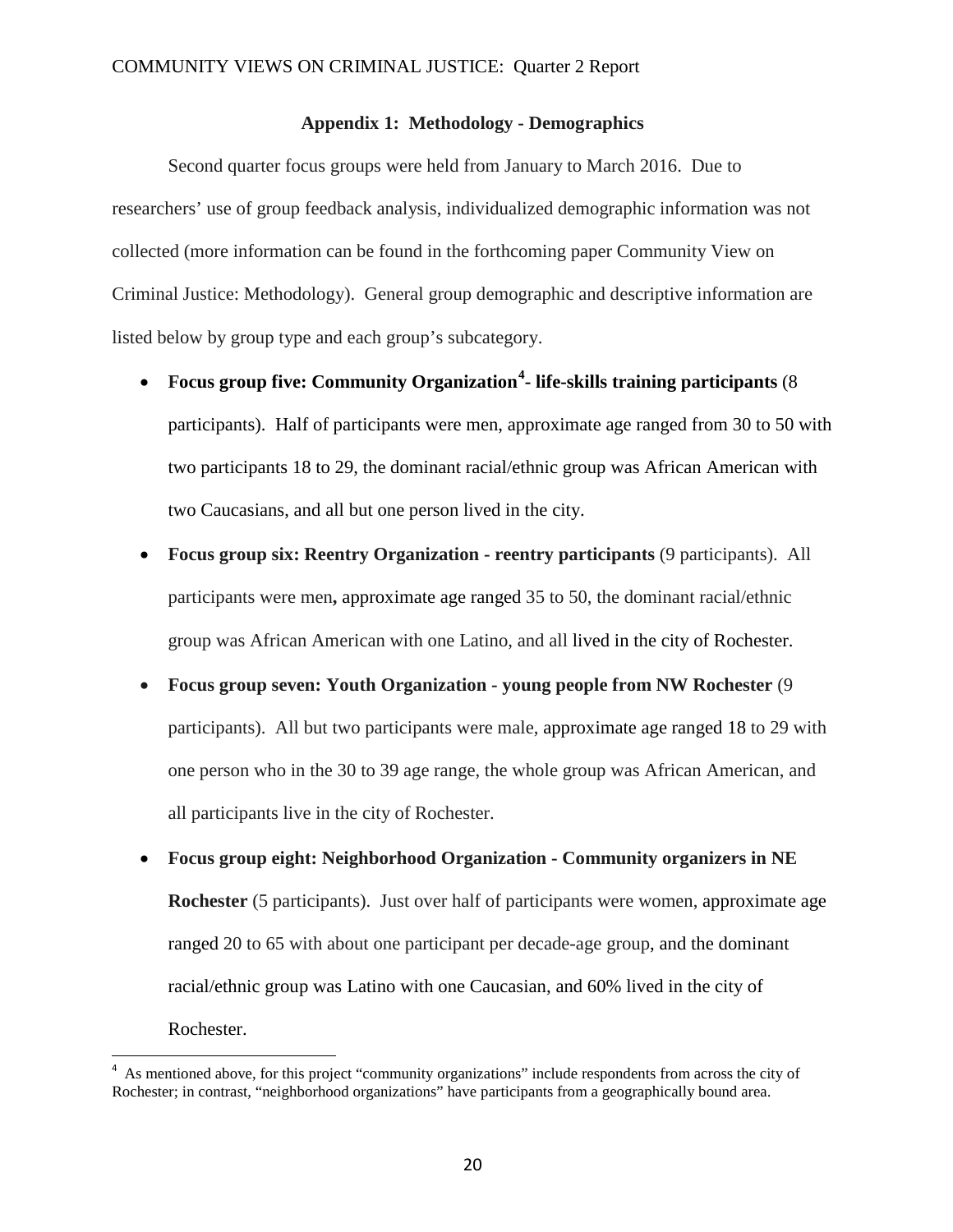## Appendix 1: Methodology - Demographics

Second quarter focus groups were held from January to March 2016. Due to researchers' use of group feedback analysis, individualized demographic information was not collected (more information can be found in the forthcoming paper Community View on Criminal Justice: Methodology). General group demographic and descriptive information are listed below by group type and each group's subcategory.

- **Focus group five: Community Organization[4]- life-skills training participants** (8 participants). Half of participants were men, approximate age ranged from 30 to 50 with two participants 18 to 29, the dominant racial/ethnic group was African American with two Caucasians, and all but one person lived in the city.
- **Focus group six: Reentry Organization - reentry participants** (9 participants). All participants were men**,** approximate age ranged 35 to 50, the dominant racial/ethnic group was African American with one Latino, and all lived in the city of Rochester.
- **Focus group seven: Youth Organization - young people from NW Rochester** (9 participants). All but two participants were male, approximate age ranged 18 to 29 with one person who in the 30 to 39 age range, the whole group was African American, and all participants live in the city of Rochester.
- **Focus group eight: Neighborhood Organization - Community organizers in NE Rochester** (5 participants). Just over half of participants were women, approximate age ranged 20 to 65 with about one participant per decade-age group, and the dominant racial/ethnic group was Latino with one Caucasian, and 60% lived in the city of Rochester.

[4] As mentioned above, for this project "community organizations" include respondents from across the city of Rochester; in contrast, "neighborhood organizations" have participants from a geographically bound area.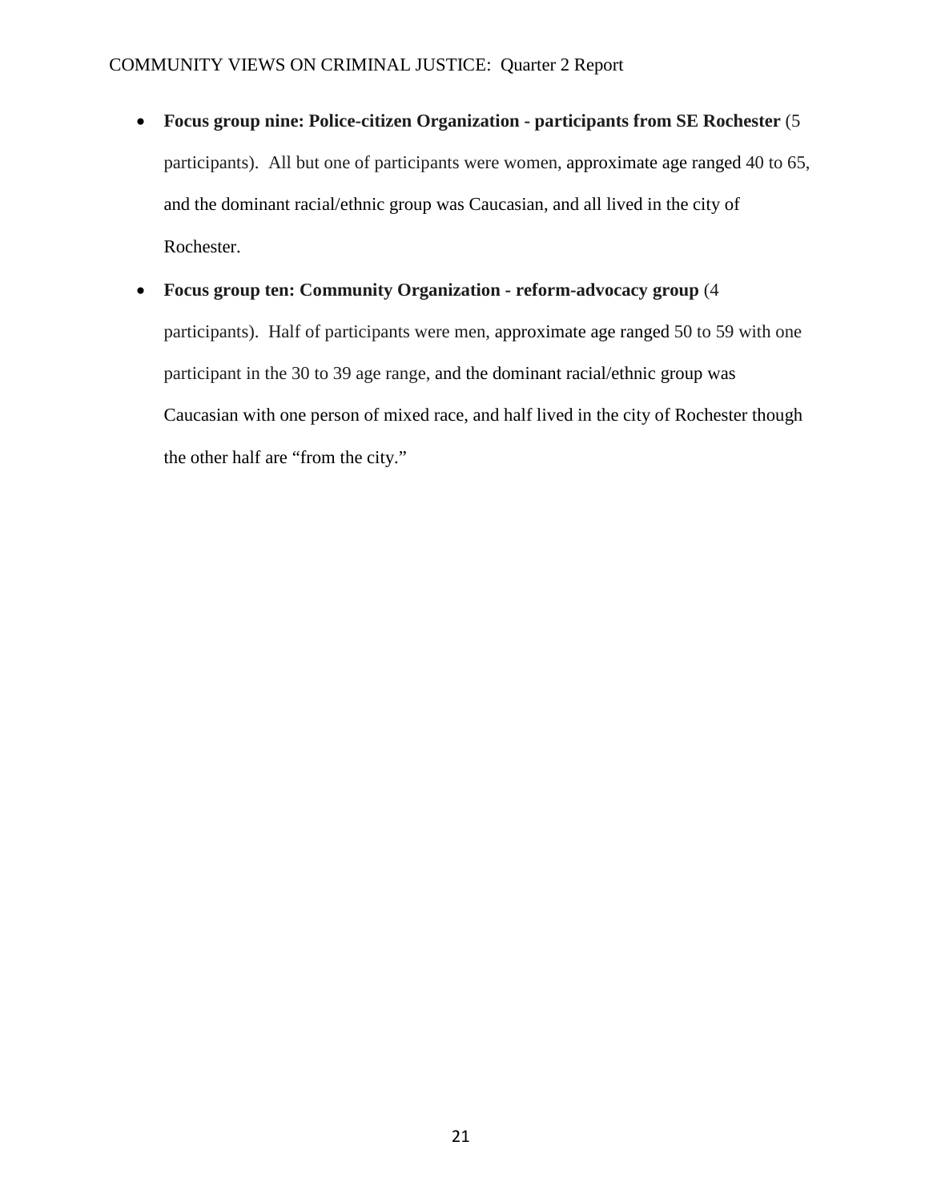- **Focus group nine: Police-citizen Organization - participants from SE Rochester** (5 participants). All but one of participants were women, approximate age ranged 40 to 65, and the dominant racial/ethnic group was Caucasian, and all lived in the city of Rochester.
- **Focus group ten: Community Organization - reform-advocacy group** (4 participants). Half of participants were men, approximate age ranged 50 to 59 with one participant in the 30 to 39 age range, and the dominant racial/ethnic group was Caucasian with one person of mixed race, and half lived in the city of Rochester though the other half are "from the city."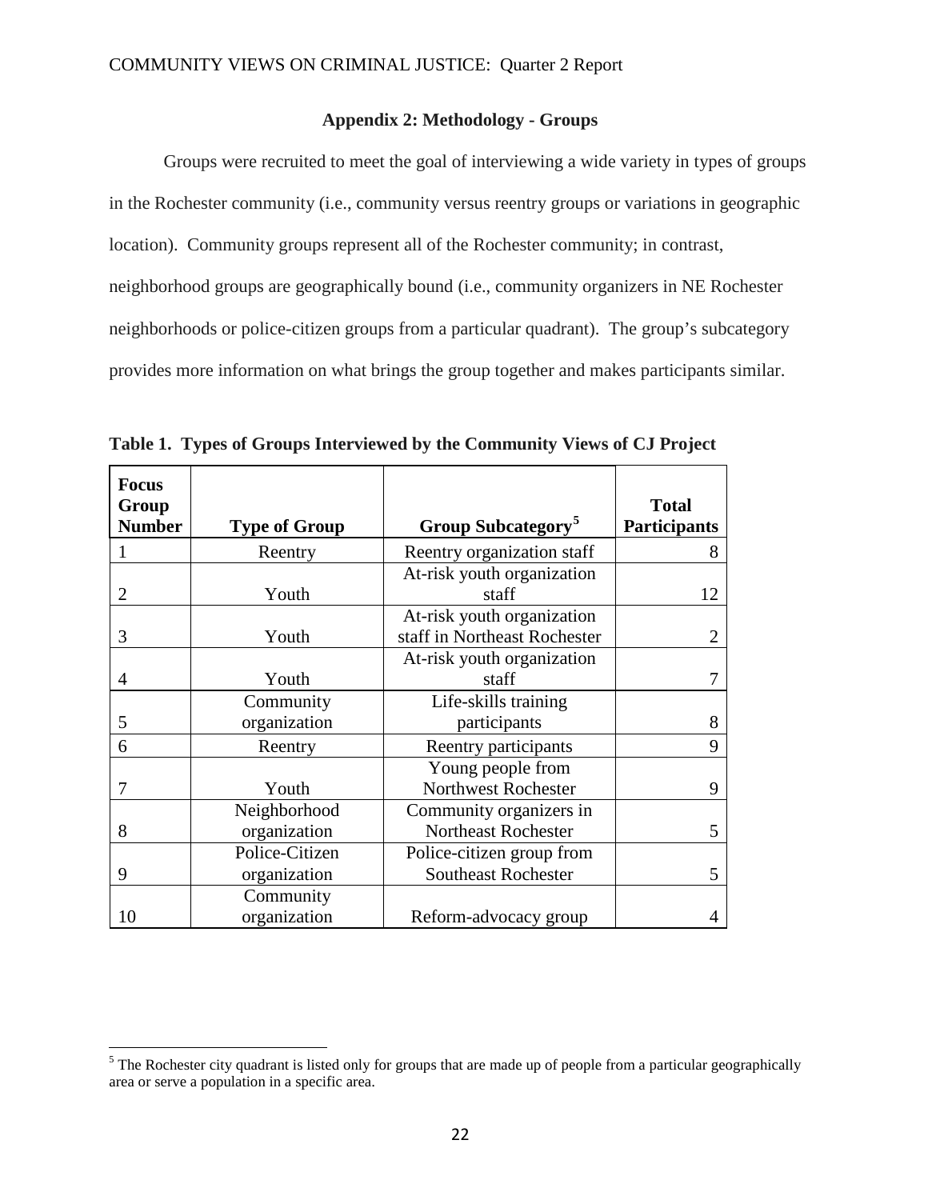## Appendix 2: Methodology - Groups

Groups were recruited to meet the goal of interviewing a wide variety in types of groups in the Rochester community (i.e., community versus reentry groups or variations in geographic location). Community groups represent all of the Rochester community; in contrast, neighborhood groups are geographically bound (i.e., community organizers in NE Rochester neighborhoods or police-citizen groups from a particular quadrant). The group's subcategory provides more information on what brings the group together and makes participants similar.

**Table 1. Types of Groups Interviewed by the Community Views of CJ Project**

| Focus Group Number | Type of Group | Group Subcategory[5] | Total Participants |
|---|---|---|---|
| 1 | Reentry | Reentry organization staff | 8 |
| 2 | Youth | At-risk youth organization staff | 12 |
| 3 | Youth | At-risk youth organization staff in Northeast Rochester | 2 |
| 4 | Youth | At-risk youth organization staff | 7 |
| 5 | Community organization | Life-skills training participants | 8 |
| 6 | Reentry | Reentry participants | 9 |
| 7 | Youth | Young people from Northwest Rochester | 9 |
| 8 | Neighborhood organization | Community organizers in Northeast Rochester | 5 |
| 9 | Police-Citizen organization | Police-citizen group from Southeast Rochester | 5 |
| 10 | Community organization | Reform-advocacy group | 4 |

[5] The Rochester city quadrant is listed only for groups that are made up of people from a particular geographically area or serve a population in a specific area.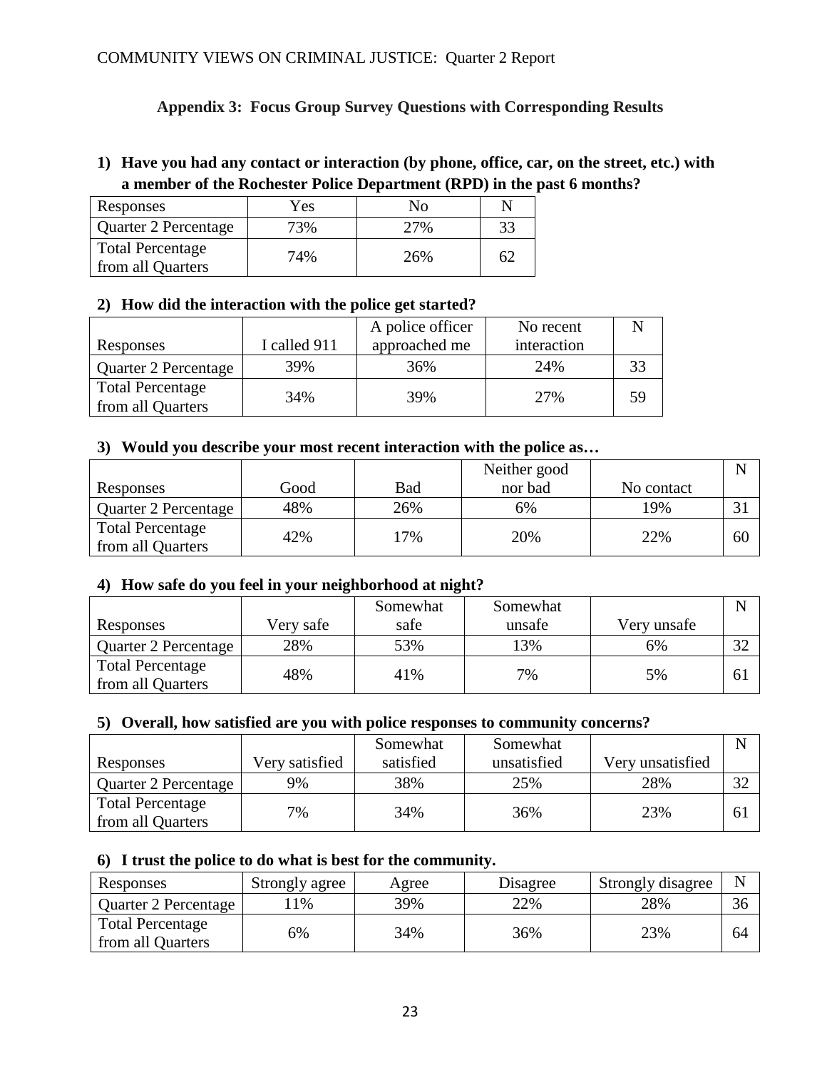## Appendix 3: Focus Group Survey Questions with Corresponding Results

**1) Have you had any contact or interaction (by phone, office, car, on the street, etc.) with a member of the Rochester Police Department (RPD) in the past 6 months?**

| Responses | Yes | No | N |
|---|---|---|---|
| Quarter 2 Percentage | 73% | 27% | 33 |
| Total Percentage from all Quarters | 74% | 26% | 62 |

**2) How did the interaction with the police get started?**

| Responses | I called 911 | A police officer approached me | No recent interaction | N |
|---|---|---|---|---|
| Quarter 2 Percentage | 39% | 36% | 24% | 33 |
| Total Percentage from all Quarters | 34% | 39% | 27% | 59 |

**3) Would you describe your most recent interaction with the police as…**

| Responses | Good | Bad | Neither good nor bad | No contact | N |
|---|---|---|---|---|---|
| Quarter 2 Percentage | 48% | 26% | 6% | 19% | 31 |
| Total Percentage from all Quarters | 42% | 17% | 20% | 22% | 60 |

**4) How safe do you feel in your neighborhood at night?**

| Responses | Very safe | Somewhat safe | Somewhat unsafe | Very unsafe | N |
|---|---|---|---|---|---|
| Quarter 2 Percentage | 28% | 53% | 13% | 6% | 32 |
| Total Percentage from all Quarters | 48% | 41% | 7% | 5% | 61 |

**5) Overall, how satisfied are you with police responses to community concerns?**

| Responses | Very satisfied | Somewhat satisfied | Somewhat unsatisfied | Very unsatisfied | N |
|---|---|---|---|---|---|
| Quarter 2 Percentage | 9% | 38% | 25% | 28% | 32 |
| Total Percentage from all Quarters | 7% | 34% | 36% | 23% | 61 |

**6) I trust the police to do what is best for the community.**

| Responses | Strongly agree | Agree | Disagree | Strongly disagree | N |
|---|---|---|---|---|---|
| Quarter 2 Percentage | 11% | 39% | 22% | 28% | 36 |
| Total Percentage from all Quarters | 6% | 34% | 36% | 23% | 64 |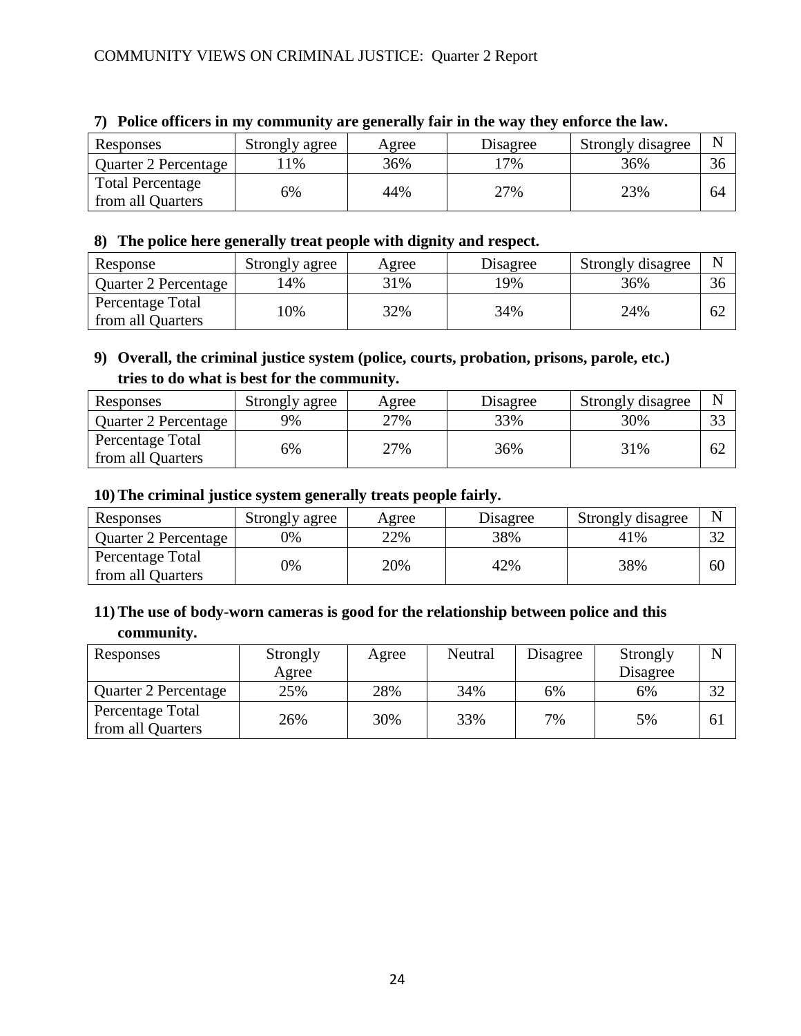**7) Police officers in my community are generally fair in the way they enforce the law.**

| Responses | Strongly agree | Agree | Disagree | Strongly disagree | N |
|---|---|---|---|---|---|
| Quarter 2 Percentage | 11% | 36% | 17% | 36% | 36 |
| Total Percentage from all Quarters | 6% | 44% | 27% | 23% | 64 |

**8) The police here generally treat people with dignity and respect.**

| Response | Strongly agree | Agree | Disagree | Strongly disagree | N |
|---|---|---|---|---|---|
| Quarter 2 Percentage | 14% | 31% | 19% | 36% | 36 |
| Percentage Total from all Quarters | 10% | 32% | 34% | 24% | 62 |

**9) Overall, the criminal justice system (police, courts, probation, prisons, parole, etc.) tries to do what is best for the community.**

| Responses | Strongly agree | Agree | Disagree | Strongly disagree | N |
|---|---|---|---|---|---|
| Quarter 2 Percentage | 9% | 27% | 33% | 30% | 33 |
| Percentage Total from all Quarters | 6% | 27% | 36% | 31% | 62 |

**10) The criminal justice system generally treats people fairly.**

| Responses | Strongly agree | Agree | Disagree | Strongly disagree | N |
|---|---|---|---|---|---|
| Quarter 2 Percentage | 0% | 22% | 38% | 41% | 32 |
| Percentage Total from all Quarters | 0% | 20% | 42% | 38% | 60 |

**11) The use of body-worn cameras is good for the relationship between police and this community.**

| Responses | Strongly Agree | Agree | Neutral | Disagree | Strongly Disagree | N |
|---|---|---|---|---|---|---|
| Quarter 2 Percentage | 25% | 28% | 34% | 6% | 6% | 32 |
| Percentage Total from all Quarters | 26% | 30% | 33% | 7% | 5% | 61 |